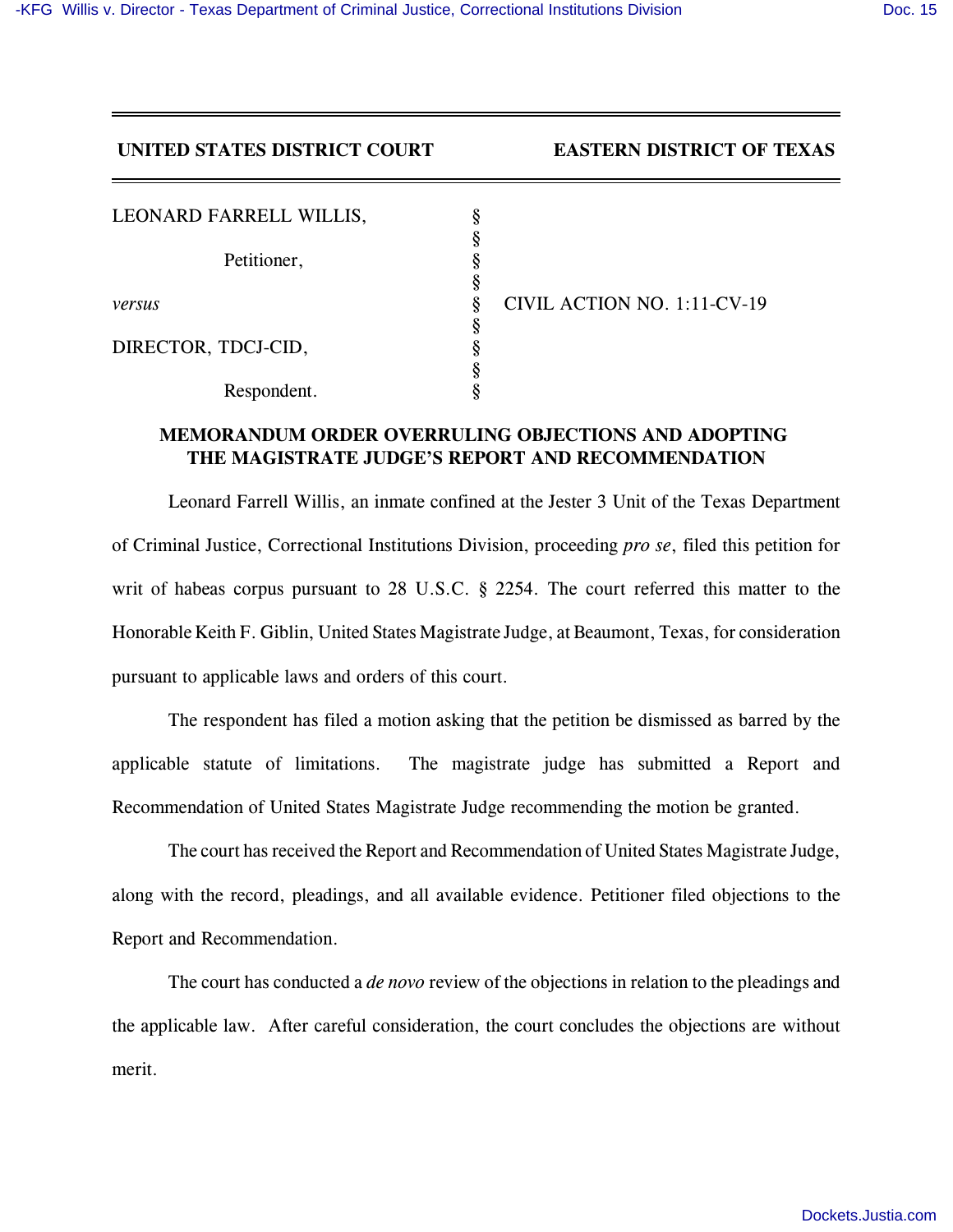**UNITED STATES DISTRICT COURT** **EASTERN DISTRICT OF TEXAS**

| | | |
|---|---|---|
| LEONARD FARRELL WILLIS, | § | |
| | § | |
| Petitioner, | § | |
| | § | |
| *versus* | § | CIVIL ACTION NO. 1:11-CV-19 |
| | § | |
| DIRECTOR, TDCJ-CID, | § | |
| | § | |
| Respondent. | § | |

## MEMORANDUM ORDER OVERRULING OBJECTIONS AND ADOPTING THE MAGISTRATE JUDGE'S REPORT AND RECOMMENDATION

Leonard Farrell Willis, an inmate confined at the Jester 3 Unit of the Texas Department of Criminal Justice, Correctional Institutions Division, proceeding *pro se*, filed this petition for writ of habeas corpus pursuant to 28 U.S.C. § 2254. The court referred this matter to the Honorable Keith F. Giblin, United States Magistrate Judge, at Beaumont, Texas, for consideration pursuant to applicable laws and orders of this court.

The respondent has filed a motion asking that the petition be dismissed as barred by the applicable statute of limitations. The magistrate judge has submitted a Report and Recommendation of United States Magistrate Judge recommending the motion be granted.

The court has received the Report and Recommendation of United States Magistrate Judge, along with the record, pleadings, and all available evidence. Petitioner filed objections to the Report and Recommendation.

The court has conducted a *de novo* review of the objections in relation to the pleadings and the applicable law. After careful consideration, the court concludes the objections are without merit.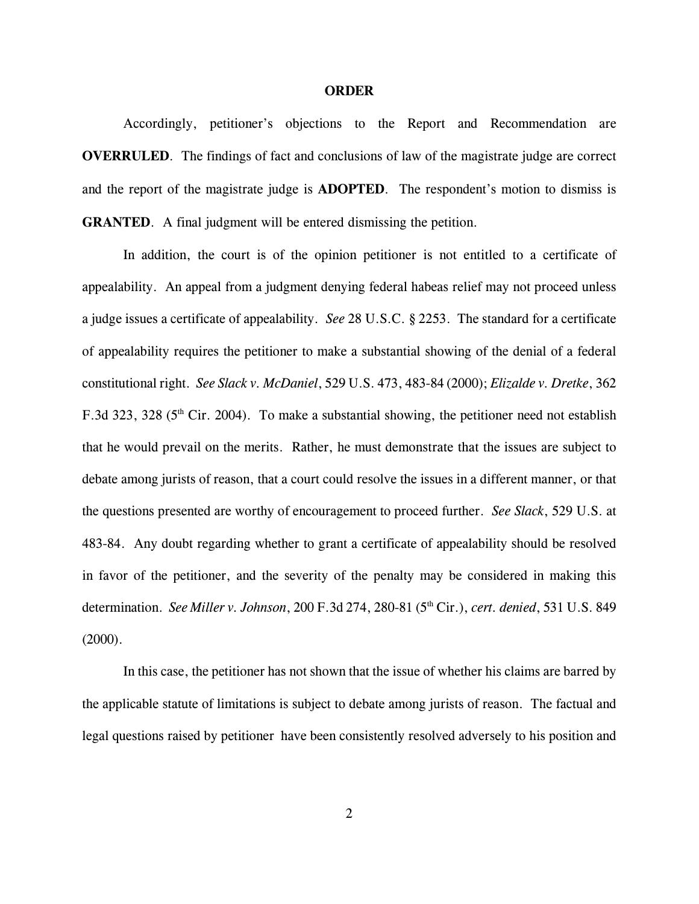**ORDER**

Accordingly, petitioner's objections to the Report and Recommendation are **OVERRULED**. The findings of fact and conclusions of law of the magistrate judge are correct and the report of the magistrate judge is **ADOPTED**. The respondent's motion to dismiss is **GRANTED**. A final judgment will be entered dismissing the petition.

In addition, the court is of the opinion petitioner is not entitled to a certificate of appealability. An appeal from a judgment denying federal habeas relief may not proceed unless a judge issues a certificate of appealability. *See* 28 U.S.C. § 2253. The standard for a certificate of appealability requires the petitioner to make a substantial showing of the denial of a federal constitutional right. *See Slack v. McDaniel*, 529 U.S. 473, 483-84 (2000); *Elizalde v. Dretke*, 362 F.3d 323, 328 (5th Cir. 2004). To make a substantial showing, the petitioner need not establish that he would prevail on the merits. Rather, he must demonstrate that the issues are subject to debate among jurists of reason, that a court could resolve the issues in a different manner, or that the questions presented are worthy of encouragement to proceed further. *See Slack*, 529 U.S. at 483-84. Any doubt regarding whether to grant a certificate of appealability should be resolved in favor of the petitioner, and the severity of the penalty may be considered in making this determination. *See Miller v. Johnson*, 200 F.3d 274, 280-81 (5th Cir.), *cert. denied*, 531 U.S. 849 (2000).

In this case, the petitioner has not shown that the issue of whether his claims are barred by the applicable statute of limitations is subject to debate among jurists of reason. The factual and legal questions raised by petitioner have been consistently resolved adversely to his position and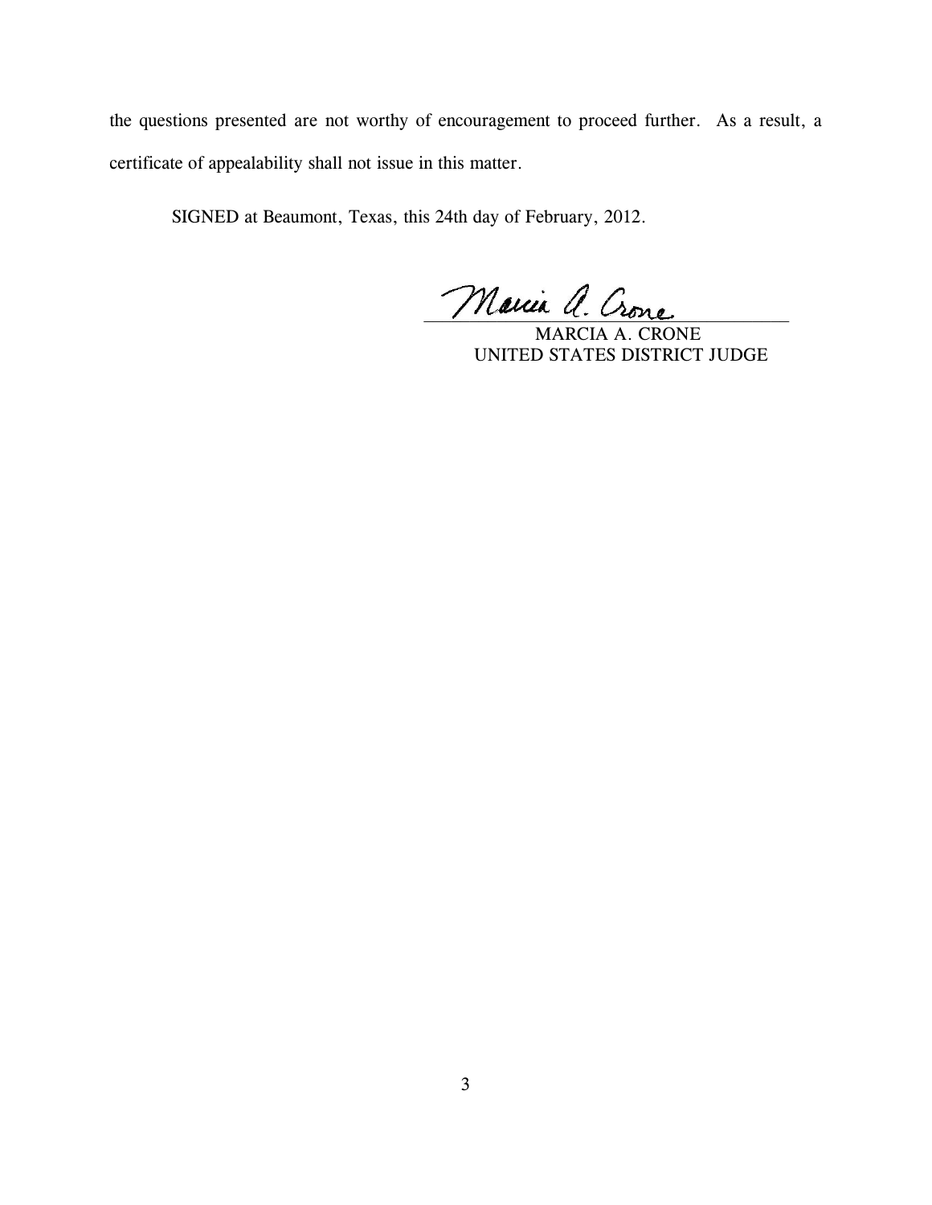the questions presented are not worthy of encouragement to proceed further. As a result, a certificate of appealability shall not issue in this matter.

SIGNED at Beaumont, Texas, this 24th day of February, 2012.

Marcia A. Crone

MARCIA A. CRONE
UNITED STATES DISTRICT JUDGE